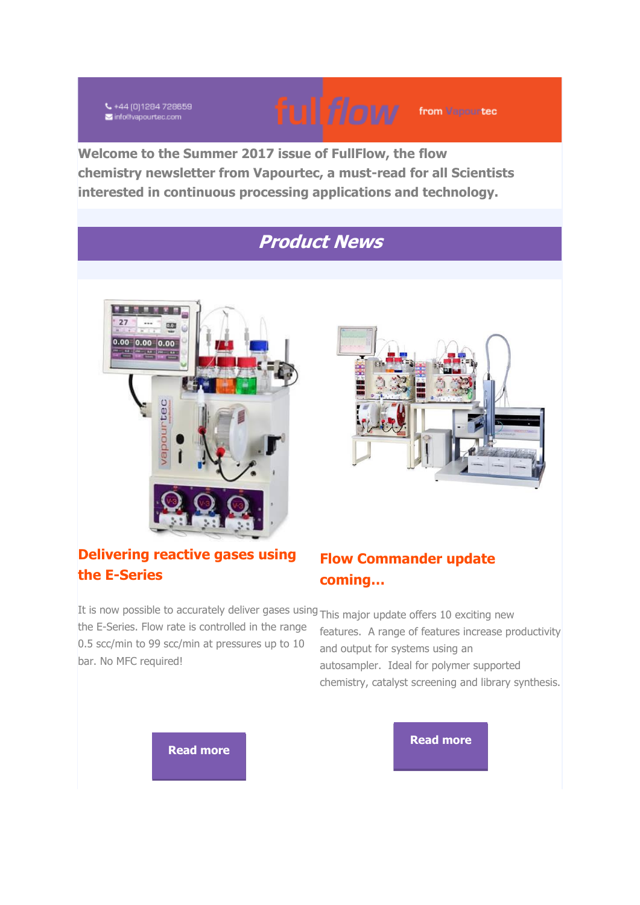+44 (0)1284 728659
info@vapourtec.com

# fullflow from Vapourtec

**Welcome to the Summer 2017 issue of FullFlow, the flow chemistry newsletter from Vapourtec, a must-read for all Scientists interested in continuous processing applications and technology.**

## *Product News*

### Delivering reactive gases using the E-Series

It is now possible to accurately deliver gases using the E-Series. Flow rate is controlled in the range 0.5 scc/min to 99 scc/min at pressures up to 10 bar. No MFC required!

Read more

### Flow Commander update coming...

This major update offers 10 exciting new features. A range of features increase productivity and output for systems using an autosampler. Ideal for polymer supported chemistry, catalyst screening and library synthesis.

Read more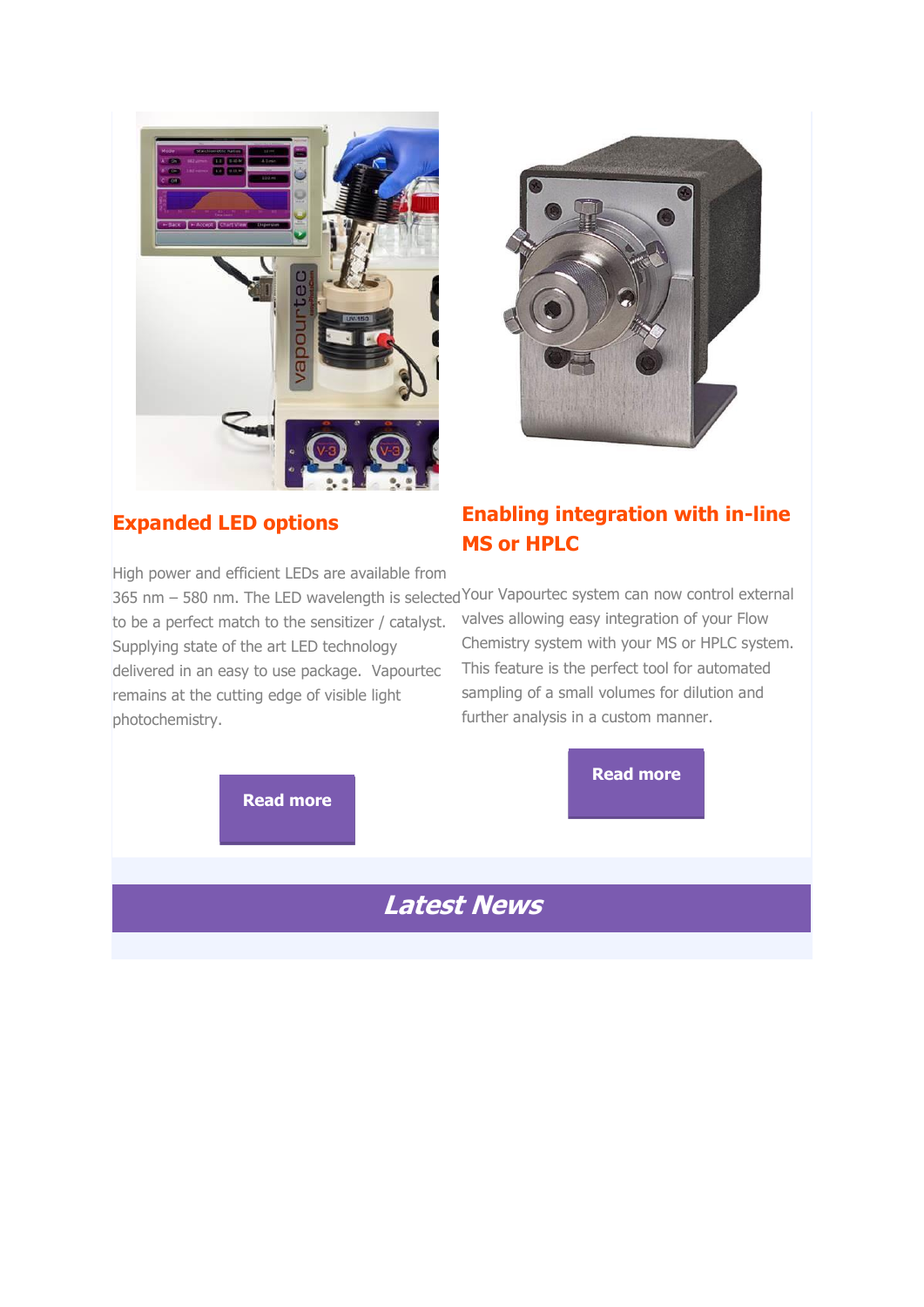## Expanded LED options

High power and efficient LEDs are available from 365 nm – 580 nm. The LED wavelength is selected to be a perfect match to the sensitizer / catalyst. Supplying state of the art LED technology delivered in an easy to use package. Vapourtec remains at the cutting edge of visible light photochemistry.

**Read more**

## Enabling integration with in-line MS or HPLC

Your Vapourtec system can now control external valves allowing easy integration of your Flow Chemistry system with your MS or HPLC system. This feature is the perfect tool for automated sampling of a small volumes for dilution and further analysis in a custom manner.

**Read more**

# *Latest News*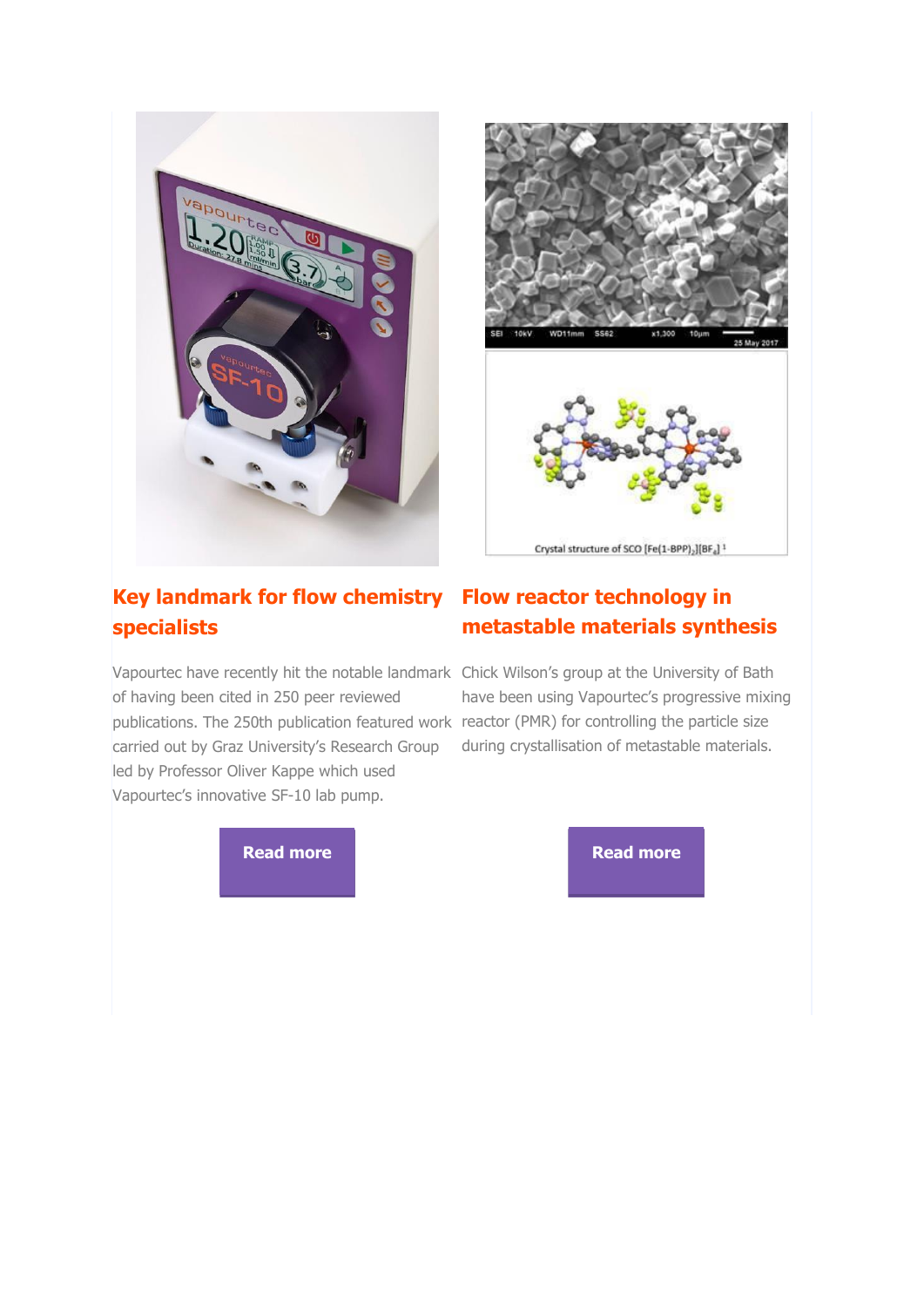## Key landmark for flow chemistry specialists

Vapourtec have recently hit the notable landmark of having been cited in 250 peer reviewed publications. The 250th publication featured work carried out by Graz University's Research Group led by Professor Oliver Kappe which used Vapourtec's innovative SF-10 lab pump.

Read more

## Flow reactor technology in metastable materials synthesis

Chick Wilson's group at the University of Bath have been using Vapourtec's progressive mixing reactor (PMR) for controlling the particle size during crystallisation of metastable materials.

Read more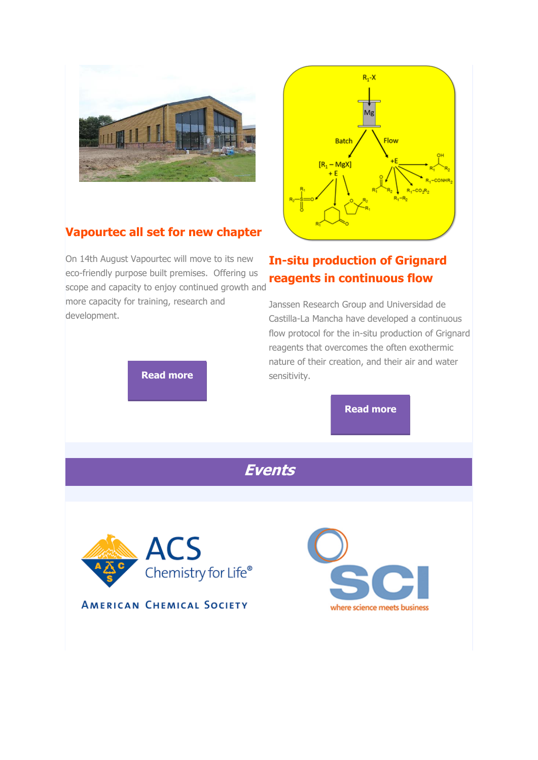## Vapourtec all set for new chapter

On 14th August Vapourtec will move to its new eco-friendly purpose built premises. Offering us scope and capacity to enjoy continued growth and more capacity for training, research and development.

Read more

## In-situ production of Grignard reagents in continuous flow

Janssen Research Group and Universidad de Castilla-La Mancha have developed a continuous flow protocol for the in-situ production of Grignard reagents that overcomes the often exothermic nature of their creation, and their air and water sensitivity.

Read more

## *Events*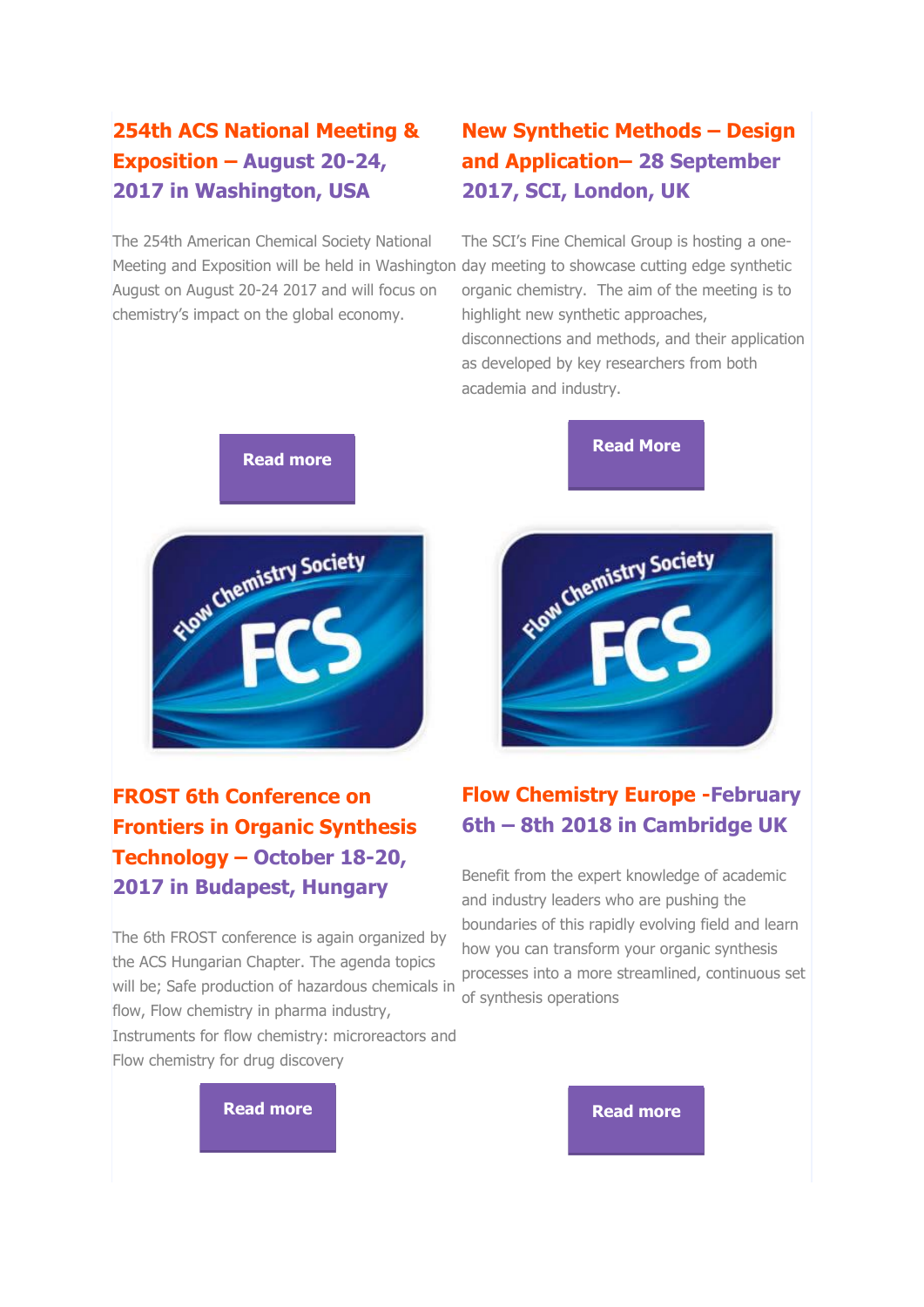## 254th ACS National Meeting & Exposition – August 20-24, 2017 in Washington, USA

The 254th American Chemical Society National Meeting and Exposition will be held in Washington August on August 20-24 2017 and will focus on chemistry's impact on the global economy.

Read more

## New Synthetic Methods – Design and Application– 28 September 2017, SCI, London, UK

The SCI's Fine Chemical Group is hosting a one-day meeting to showcase cutting edge synthetic organic chemistry. The aim of the meeting is to highlight new synthetic approaches, disconnections and methods, and their application as developed by key researchers from both academia and industry.

Read More

## FROST 6th Conference on Frontiers in Organic Synthesis Technology – October 18-20, 2017 in Budapest, Hungary

The 6th FROST conference is again organized by the ACS Hungarian Chapter. The agenda topics will be; Safe production of hazardous chemicals in flow, Flow chemistry in pharma industry, Instruments for flow chemistry: microreactors and Flow chemistry for drug discovery

Read more

## Flow Chemistry Europe -February 6th – 8th 2018 in Cambridge UK

Benefit from the expert knowledge of academic and industry leaders who are pushing the boundaries of this rapidly evolving field and learn how you can transform your organic synthesis processes into a more streamlined, continuous set of synthesis operations

Read more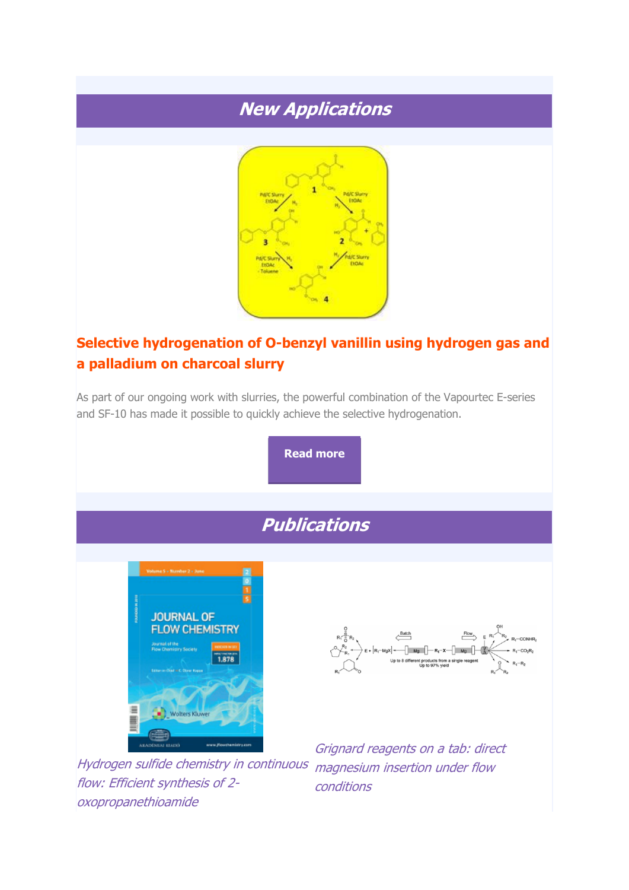# New Applications

## Selective hydrogenation of O-benzyl vanillin using hydrogen gas and a palladium on charcoal slurry

As part of our ongoing work with slurries, the powerful combination of the Vapourtec E-series and SF-10 has made it possible to quickly achieve the selective hydrogenation.

**Read more**

# Publications

*Hydrogen sulfide chemistry in continuous flow: Efficient synthesis of 2-oxopropanethioamide*

*Grignard reagents on a tab: direct magnesium insertion under flow conditions*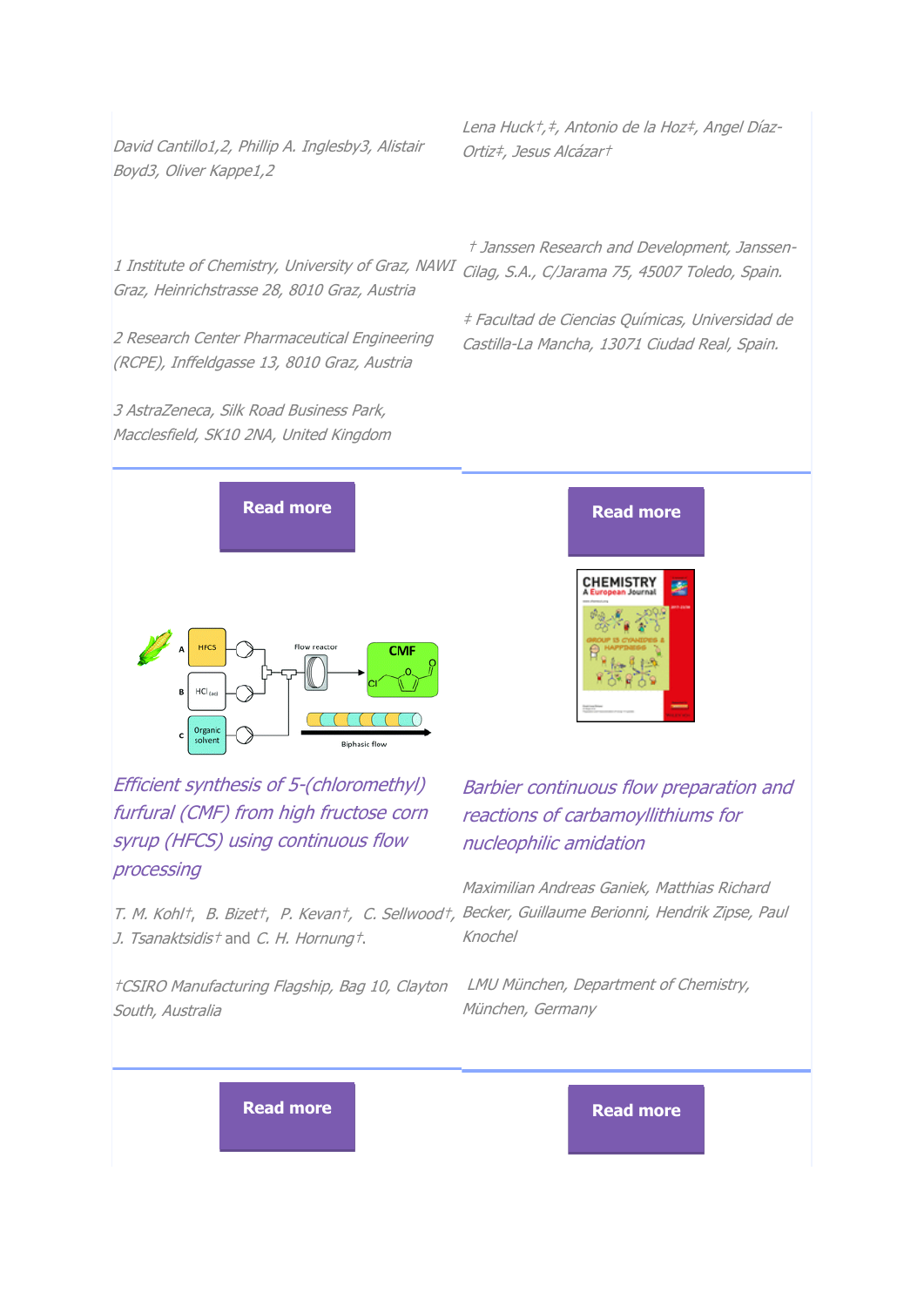*David Cantillo1,2, Phillip A. Inglesby3, Alistair Boyd3, Oliver Kappe1,2*

*1 Institute of Chemistry, University of Graz, NAWI Graz, Heinrichstrasse 28, 8010 Graz, Austria*

*2 Research Center Pharmaceutical Engineering (RCPE), Inffeldgasse 13, 8010 Graz, Austria*

*3 AstraZeneca, Silk Road Business Park, Macclesfield, SK10 2NA, United Kingdom*

**Read more**

*Lena Huck†,‡, Antonio de la Hoz‡, Angel Díaz-Ortiz‡, Jesus Alcázar†*

*† Janssen Research and Development, Janssen-Cilag, S.A., C/Jarama 75, 45007 Toledo, Spain.*

*‡ Facultad de Ciencias Químicas, Universidad de Castilla-La Mancha, 13071 Ciudad Real, Spain.*

**Read more**

## *Efficient synthesis of 5-(chloromethyl) furfural (CMF) from high fructose corn syrup (HFCS) using continuous flow processing*

*T. M. Kohl†, B. Bizet†, P. Kevan†, C. Sellwood†, J. Tsanaktsidis†* and *C. H. Hornung†*.

*†CSIRO Manufacturing Flagship, Bag 10, Clayton South, Australia*

**Read more**

## *Barbier continuous flow preparation and reactions of carbamoyllithiums for nucleophilic amidation*

*Maximilian Andreas Ganiek, Matthias Richard Becker, Guillaume Berionni, Hendrik Zipse, Paul Knochel*

*LMU München, Department of Chemistry, München, Germany*

**Read more**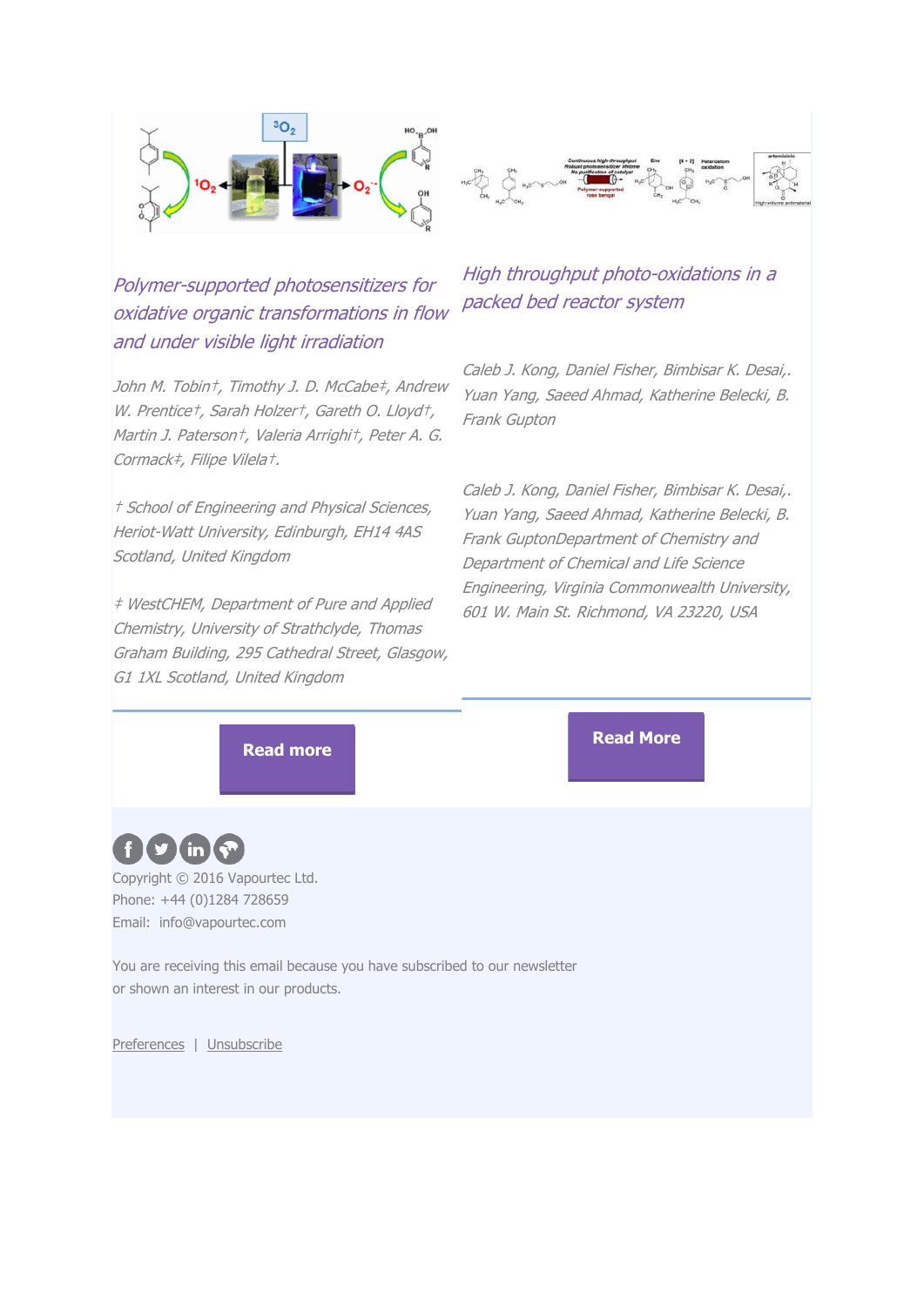## *Polymer-supported photosensitizers for oxidative organic transformations in flow and under visible light irradiation*

*John M. Tobin†, Timothy J. D. McCabe‡, Andrew W. Prentice†, Sarah Holzer†, Gareth O. Lloyd†, Martin J. Paterson†, Valeria Arrighi†, Peter A. G. Cormack‡, Filipe Vilela†.*

*† School of Engineering and Physical Sciences, Heriot-Watt University, Edinburgh, EH14 4AS Scotland, United Kingdom*

*‡ WestCHEM, Department of Pure and Applied Chemistry, University of Strathclyde, Thomas Graham Building, 295 Cathedral Street, Glasgow, G1 1XL Scotland, United Kingdom*

**Read more**

## *High throughput photo-oxidations in a packed bed reactor system*

*Caleb J. Kong, Daniel Fisher, Bimbisar K. Desai,. Yuan Yang, Saeed Ahmad, Katherine Belecki, B. Frank Gupton*

*Caleb J. Kong, Daniel Fisher, Bimbisar K. Desai,. Yuan Yang, Saeed Ahmad, Katherine Belecki, B. Frank GuptonDepartment of Chemistry and Department of Chemical and Life Science Engineering, Virginia Commonwealth University, 601 W. Main St. Richmond, VA 23220, USA*

**Read More**

Copyright © 2016 Vapourtec Ltd.
Phone: +44 (0)1284 728659
Email: info@vapourtec.com

You are receiving this email because you have subscribed to our newsletter or shown an interest in our products.

Preferences | Unsubscribe